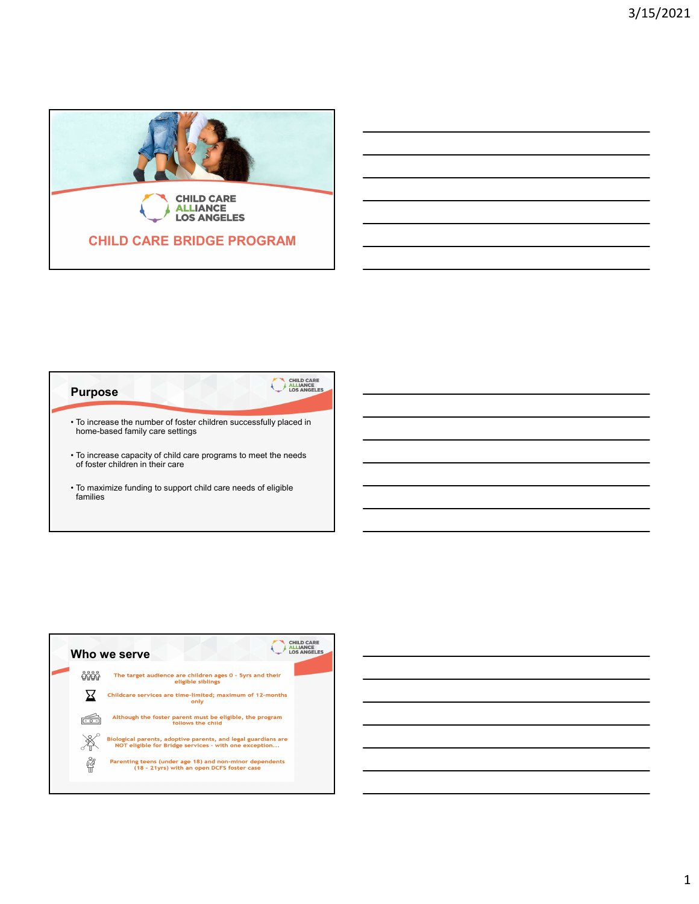CHILD CARE ALLIANCE LOS ANGELES

# CHILD CARE BRIDGE PROGRAM

## Purpose

- To increase the number of foster children successfully placed in home-based family care settings
- To increase capacity of child care programs to meet the needs of foster children in their care
- To maximize funding to support child care needs of eligible families

## Who we serve

- The target audience are children ages 0 - 5yrs and their eligible siblings
- Childcare services are time-limited; maximum of 12-months only
- Although the foster parent must be eligible, the program follows the child
- Biological parents, adoptive parents, and legal guardians are NOT eligible for Bridge services - with one exception…
- Parenting teens (under age 18) and non-minor dependents (18 - 21yrs) with an open DCFS foster case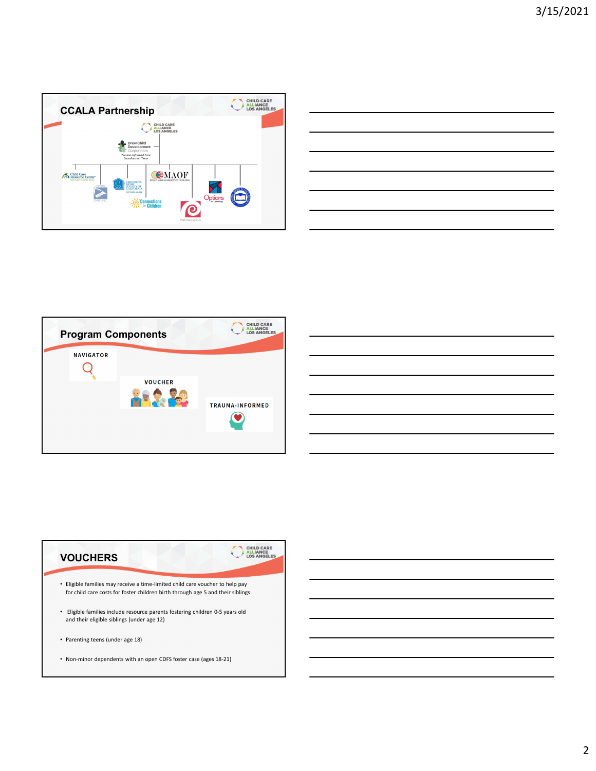## CCALA Partnership

CHILD CARE ALLIANCE LOS ANGELES

Drew Child Development Corporation

Trauma-Informed Care Coordination Team

Child Care Resource Center

CRYSTAL STAIRS INC

CHILDREN'S HOME SOCIETY OF CALIFORNIA

MAOF

Connections for Children

Pathways LA

Options for Learning

## Program Components

NAVIGATOR

VOUCHER

TRAUMA-INFORMED

## VOUCHERS

- Eligible families may receive a time-limited child care voucher to help pay for child care costs for foster children birth through age 5 and their siblings
- Eligible families include resource parents fostering children 0-5 years old and their eligible siblings (under age 12)
- Parenting teens (under age 18)
- Non-minor dependents with an open CDFS foster case (ages 18-21)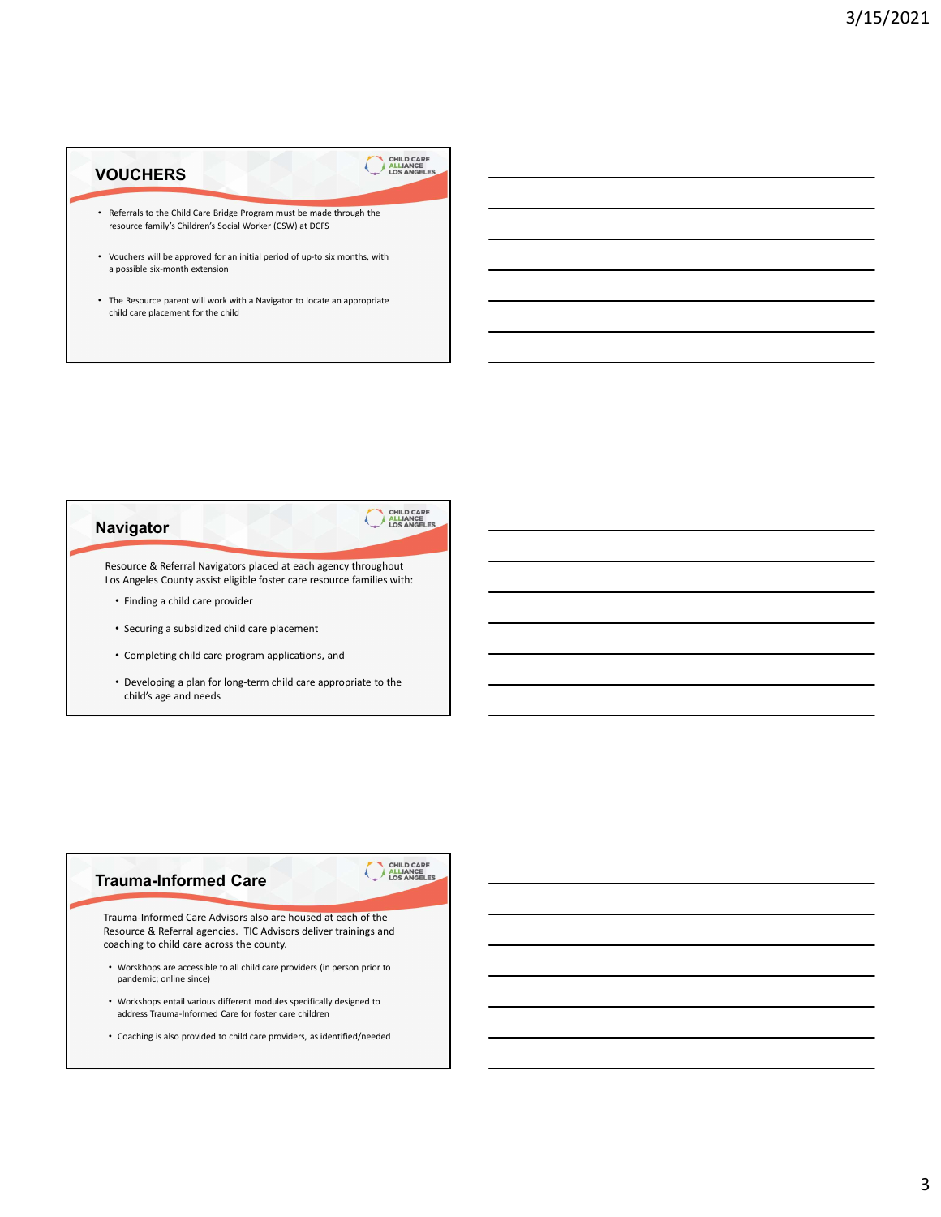## VOUCHERS

- Referrals to the Child Care Bridge Program must be made through the resource family's Children's Social Worker (CSW) at DCFS
- Vouchers will be approved for an initial period of up-to six months, with a possible six-month extension
- The Resource parent will work with a Navigator to locate an appropriate child care placement for the child

## Navigator

Resource & Referral Navigators placed at each agency throughout Los Angeles County assist eligible foster care resource families with:

- Finding a child care provider
- Securing a subsidized child care placement
- Completing child care program applications, and
- Developing a plan for long-term child care appropriate to the child's age and needs

## Trauma-Informed Care

Trauma-Informed Care Advisors also are housed at each of the Resource & Referral agencies. TIC Advisors deliver trainings and coaching to child care across the county.

- Worskhops are accessible to all child care providers (in person prior to pandemic; online since)
- Workshops entail various different modules specifically designed to address Trauma-Informed Care for foster care children
- Coaching is also provided to child care providers, as identified/needed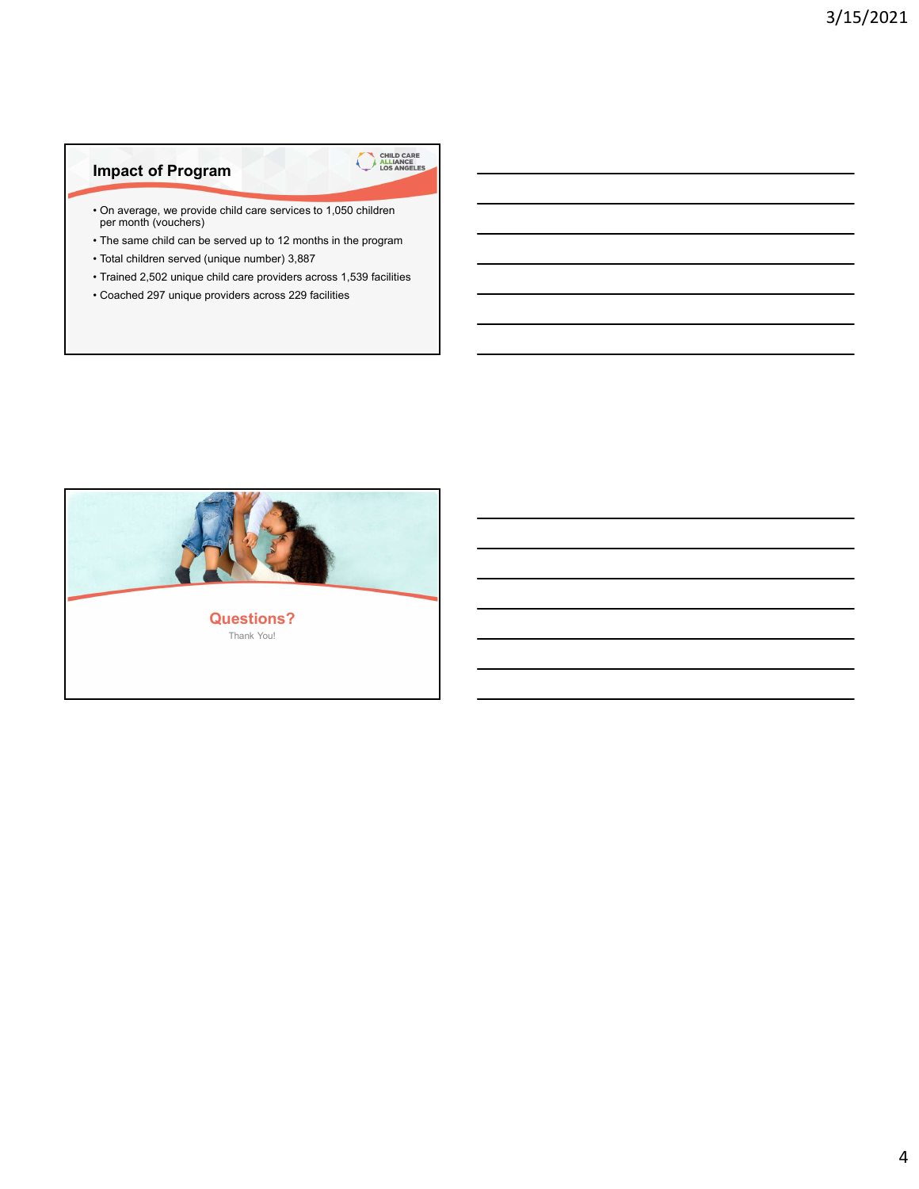## Impact of Program

- On average, we provide child care services to 1,050 children per month (vouchers)
- The same child can be served up to 12 months in the program
- Total children served (unique number) 3,887
- Trained 2,502 unique child care providers across 1,539 facilities
- Coached 297 unique providers across 229 facilities

## Questions?

Thank You!